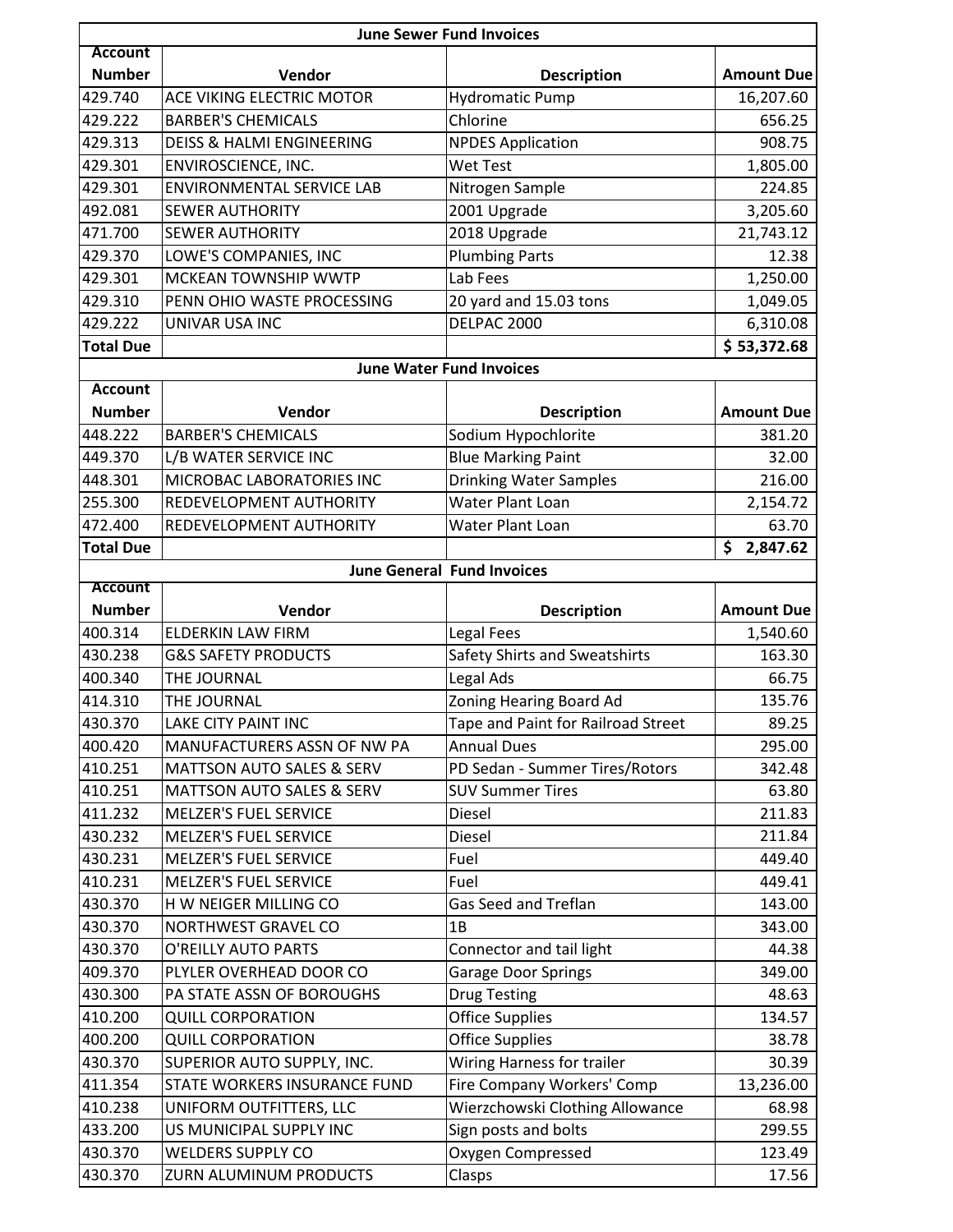## June Sewer Fund Invoices

| Account Number | Vendor | Description | Amount Due |
|---|---|---|---|
| 429.740 | ACE VIKING ELECTRIC MOTOR | Hydromatic Pump | 16,207.60 |
| 429.222 | BARBER'S CHEMICALS | Chlorine | 656.25 |
| 429.313 | DEISS & HALMI ENGINEERING | NPDES Application | 908.75 |
| 429.301 | ENVIROSCIENCE, INC. | Wet Test | 1,805.00 |
| 429.301 | ENVIRONMENTAL SERVICE LAB | Nitrogen Sample | 224.85 |
| 492.081 | SEWER AUTHORITY | 2001 Upgrade | 3,205.60 |
| 471.700 | SEWER AUTHORITY | 2018 Upgrade | 21,743.12 |
| 429.370 | LOWE'S COMPANIES, INC | Plumbing Parts | 12.38 |
| 429.301 | MCKEAN TOWNSHIP WWTP | Lab Fees | 1,250.00 |
| 429.310 | PENN OHIO WASTE PROCESSING | 20 yard and 15.03 tons | 1,049.05 |
| 429.222 | UNIVAR USA INC | DELPAC 2000 | 6,310.08 |
| **Total Due** | | | **$ 53,372.68** |

## June Water Fund Invoices

| Account Number | Vendor | Description | Amount Due |
|---|---|---|---|
| 448.222 | BARBER'S CHEMICALS | Sodium Hypochlorite | 381.20 |
| 449.370 | L/B WATER SERVICE INC | Blue Marking Paint | 32.00 |
| 448.301 | MICROBAC LABORATORIES INC | Drinking Water Samples | 216.00 |
| 255.300 | REDEVELOPMENT AUTHORITY | Water Plant Loan | 2,154.72 |
| 472.400 | REDEVELOPMENT AUTHORITY | Water Plant Loan | 63.70 |
| **Total Due** | | | **$ 2,847.62** |

## June General Fund Invoices

| Account Number | Vendor | Description | Amount Due |
|---|---|---|---|
| 400.314 | ELDERKIN LAW FIRM | Legal Fees | 1,540.60 |
| 430.238 | G&S SAFETY PRODUCTS | Safety Shirts and Sweatshirts | 163.30 |
| 400.340 | THE JOURNAL | Legal Ads | 66.75 |
| 414.310 | THE JOURNAL | Zoning Hearing Board Ad | 135.76 |
| 430.370 | LAKE CITY PAINT INC | Tape and Paint for Railroad Street | 89.25 |
| 400.420 | MANUFACTURERS ASSN OF NW PA | Annual Dues | 295.00 |
| 410.251 | MATTSON AUTO SALES & SERV | PD Sedan - Summer Tires/Rotors | 342.48 |
| 410.251 | MATTSON AUTO SALES & SERV | SUV Summer Tires | 63.80 |
| 411.232 | MELZER'S FUEL SERVICE | Diesel | 211.83 |
| 430.232 | MELZER'S FUEL SERVICE | Diesel | 211.84 |
| 430.231 | MELZER'S FUEL SERVICE | Fuel | 449.40 |
| 410.231 | MELZER'S FUEL SERVICE | Fuel | 449.41 |
| 430.370 | H W NEIGER MILLING CO | Gas Seed and Treflan | 143.00 |
| 430.370 | NORTHWEST GRAVEL CO | 1B | 343.00 |
| 430.370 | O'REILLY AUTO PARTS | Connector and tail light | 44.38 |
| 409.370 | PLYLER OVERHEAD DOOR CO | Garage Door Springs | 349.00 |
| 430.300 | PA STATE ASSN OF BOROUGHS | Drug Testing | 48.63 |
| 410.200 | QUILL CORPORATION | Office Supplies | 134.57 |
| 400.200 | QUILL CORPORATION | Office Supplies | 38.78 |
| 430.370 | SUPERIOR AUTO SUPPLY, INC. | Wiring Harness for trailer | 30.39 |
| 411.354 | STATE WORKERS INSURANCE FUND | Fire Company Workers' Comp | 13,236.00 |
| 410.238 | UNIFORM OUTFITTERS, LLC | Wierzchowski Clothing Allowance | 68.98 |
| 433.200 | US MUNICIPAL SUPPLY INC | Sign posts and bolts | 299.55 |
| 430.370 | WELDERS SUPPLY CO | Oxygen Compressed | 123.49 |
| 430.370 | ZURN ALUMINUM PRODUCTS | Clasps | 17.56 |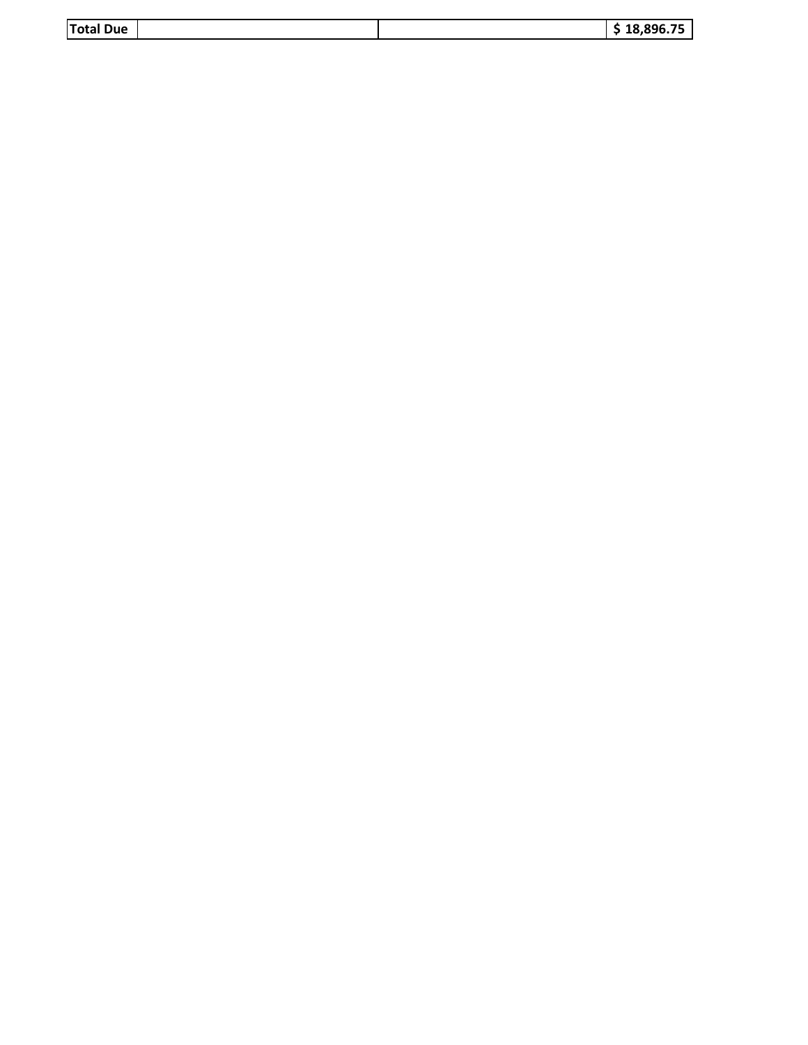| | | | |
|---|---|---|---|
| **Total Due** | | | **$ 18,896.75** |